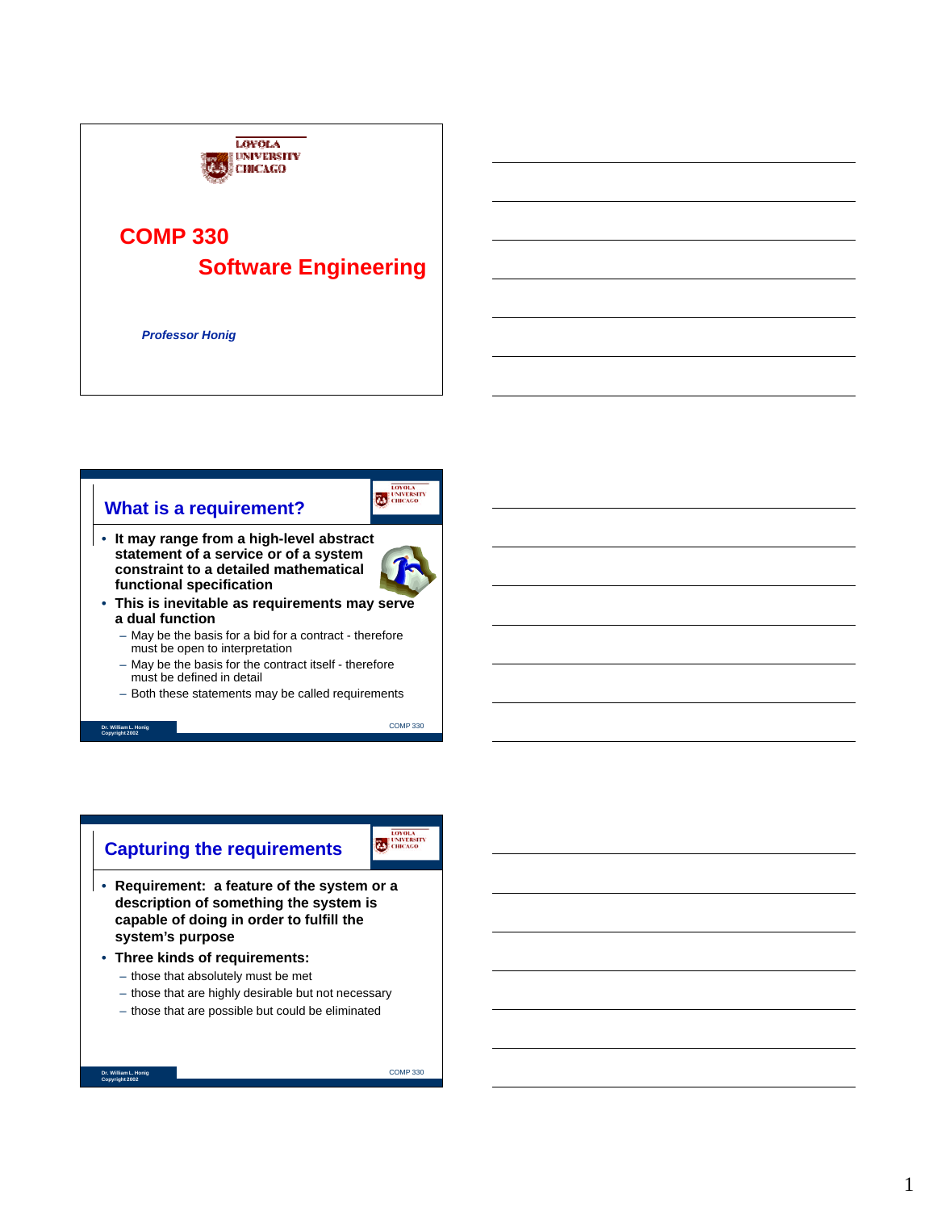LOYOLA UNIVERSITY CHICAGO

# COMP 330

## Software Engineering

*Professor Honig*

---

## What is a requirement?

- **It may range from a high-level abstract statement of a service or of a system constraint to a detailed mathematical functional specification**
- **This is inevitable as requirements may serve a dual function**
  - May be the basis for a bid for a contract - therefore must be open to interpretation
  - May be the basis for the contract itself - therefore must be defined in detail
  - Both these statements may be called requirements

Dr. William L. Honig
Copyright 2002

COMP 330

---

## Capturing the requirements

- **Requirement: a feature of the system or a description of something the system is capable of doing in order to fulfill the system's purpose**
- **Three kinds of requirements:**
  - those that absolutely must be met
  - those that are highly desirable but not necessary
  - those that are possible but could be eliminated

Dr. William L. Honig
Copyright 2002

COMP 330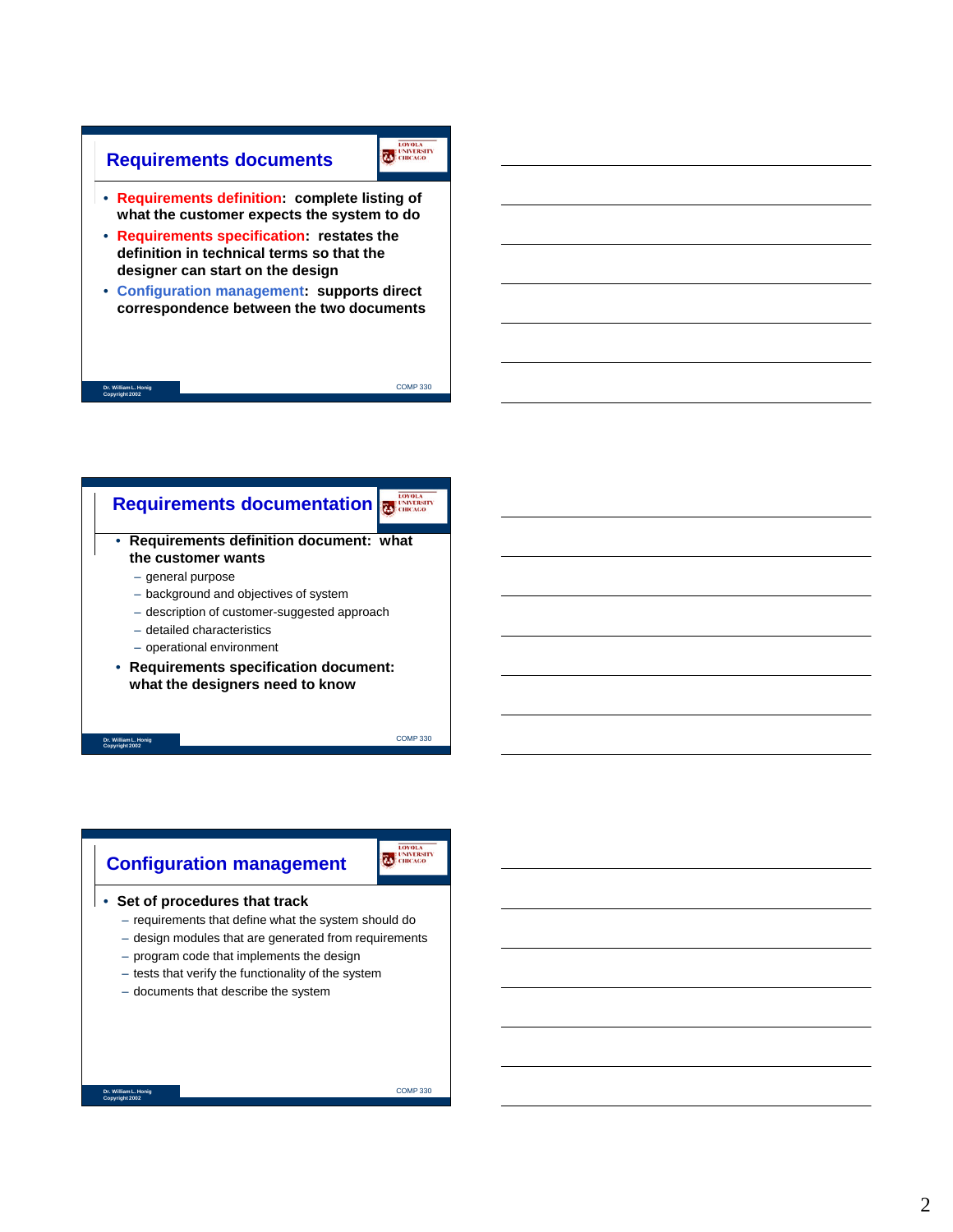## Requirements documents

- **Requirements definition: complete listing of what the customer expects the system to do**
- **Requirements specification: restates the definition in technical terms so that the designer can start on the design**
- **Configuration management: supports direct correspondence between the two documents**

## Requirements documentation

- **Requirements definition document: what the customer wants**
  - general purpose
  - background and objectives of system
  - description of customer-suggested approach
  - detailed characteristics
  - operational environment
- **Requirements specification document: what the designers need to know**

## Configuration management

- **Set of procedures that track**
  - requirements that define what the system should do
  - design modules that are generated from requirements
  - program code that implements the design
  - tests that verify the functionality of the system
  - documents that describe the system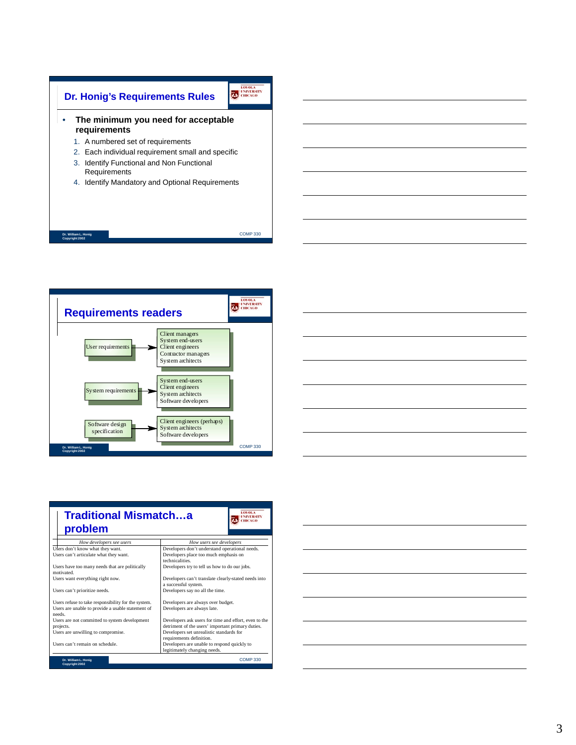## Dr. Honig's Requirements Rules

- **The minimum you need for acceptable requirements**
  1. A numbered set of requirements
  2. Each individual requirement small and specific
  3. Identify Functional and Non Functional Requirements
  4. Identify Mandatory and Optional Requirements

## Requirements readers

| Document | Readers |
|---|---|
| User requirements | Client managers, System end-users, Client engineers, Contractor managers, System architects |
| System requirements | System end-users, Client engineers, System architects, Software developers |
| Software design specification | Client engineers (perhaps), System architects, Software developers |

## Traditional Mismatch…a problem

| *How developers see users* | *How users see developers* |
|---|---|
| Users don't know what they want. | Developers don't understand operational needs. |
| Users can't articulate what they want. | Developers place too much emphasis on technicalities. |
| Users have too many needs that are politically motivated. | Developers try to tell us how to do our jobs. |
| Users want everything right now. | Developers can't translate clearly-stated needs into a successful system. |
| Users can't prioritize needs. | Developers say no all the time. |
| Users refuse to take responsibility for the system. | Developers are always over budget. |
| Users are unable to provide a usable statement of needs. | Developers are always late. |
| Users are not committed to system development projects. | Developers ask users for time and effort, even to the detriment of the users' important primary duties. |
| Users are unwilling to compromise. | Developers set unrealistic standards for requirements definition. |
| Users can't remain on schedule. | Developers are unable to respond quickly to legitimately changing needs. |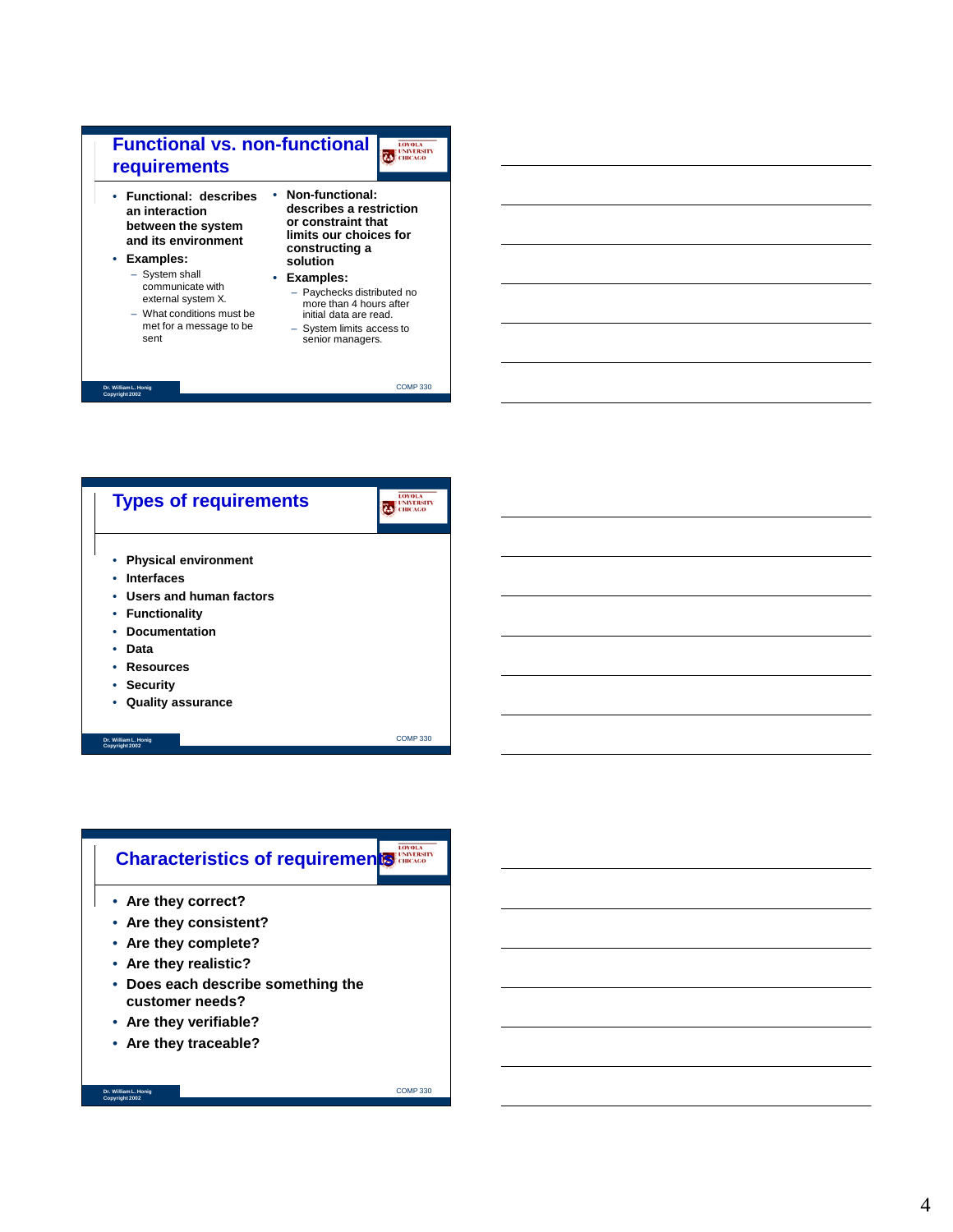## Functional vs. non-functional requirements

- **Functional: describes an interaction between the system and its environment**
- **Examples:**
  - System shall communicate with external system X.
  - What conditions must be met for a message to be sent

- **Non-functional: describes a restriction or constraint that limits our choices for constructing a solution**
- **Examples:**
  - Paychecks distributed no more than 4 hours after initial data are read.
  - System limits access to senior managers.

Dr. William L. Honig
Copyright 2002

COMP 330

## Types of requirements

- **Physical environment**
- **Interfaces**
- **Users and human factors**
- **Functionality**
- **Documentation**
- **Data**
- **Resources**
- **Security**
- **Quality assurance**

Dr. William L. Honig
Copyright 2002

COMP 330

## Characteristics of requirements

- **Are they correct?**
- **Are they consistent?**
- **Are they complete?**
- **Are they realistic?**
- **Does each describe something the customer needs?**
- **Are they verifiable?**
- **Are they traceable?**

Dr. William L. Honig
Copyright 2002

COMP 330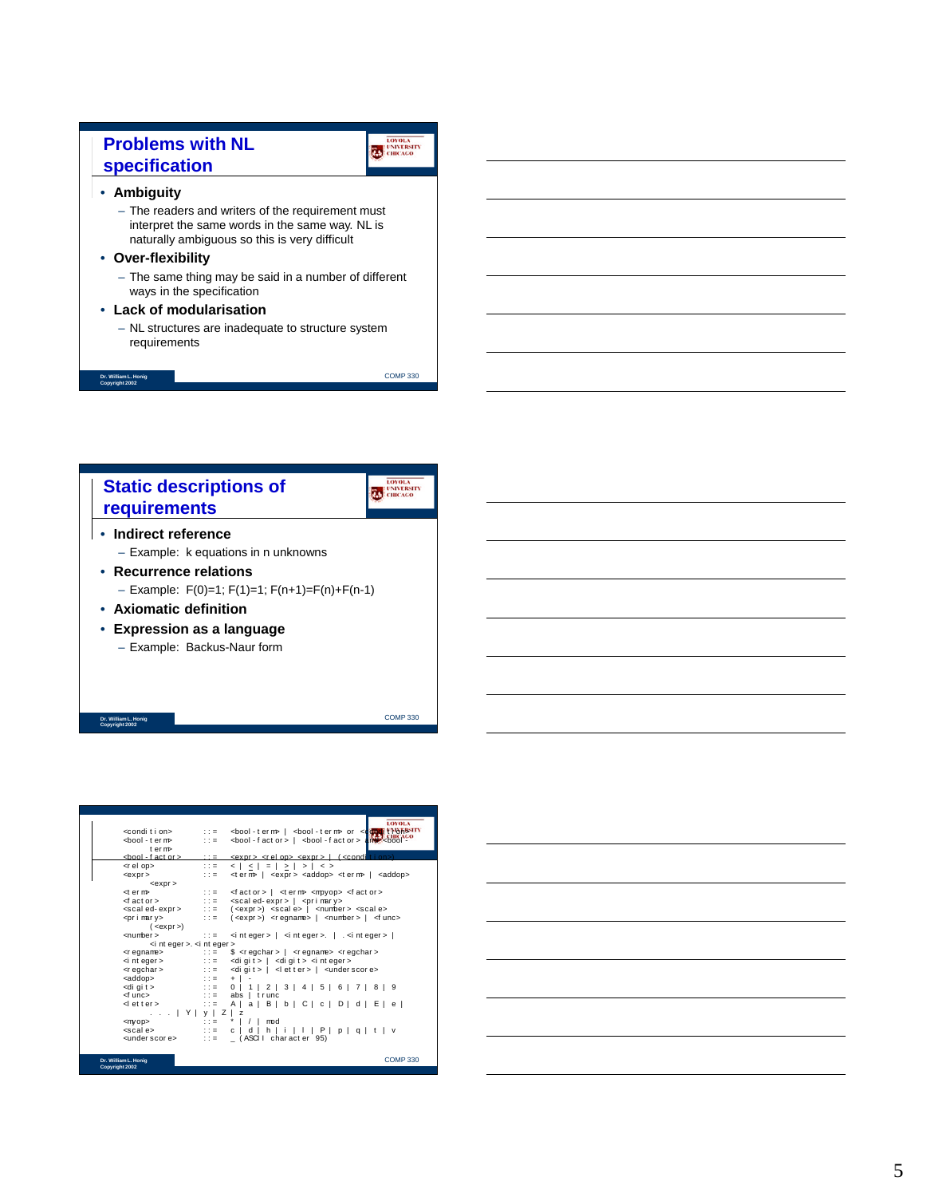## Problems with NL specification

- **Ambiguity**
  - The readers and writers of the requirement must interpret the same words in the same way. NL is naturally ambiguous so this is very difficult
- **Over-flexibility**
  - The same thing may be said in a number of different ways in the specification
- **Lack of modularisation**
  - NL structures are inadequate to structure system requirements

Dr. William L. Honig
Copyright 2002

COMP 330

## Static descriptions of requirements

- **Indirect reference**
  - Example: k equations in n unknowns
- **Recurrence relations**
  - Example: F(0)=1; F(1)=1; F(n+1)=F(n)+F(n-1)
- **Axiomatic definition**
- **Expression as a language**
  - Example: Backus-Naur form

Dr. William L. Honig
Copyright 2002

COMP 330

```
<condition>     ::=  <bool-term> | <bool-term> or <condition>
<bool-term>     ::=  <bool-factor> | <bool-factor> and <bool-term>
<bool-factor>   ::=  <expr> <rel op> <expr> | (<condition>)
<rel op>        ::=  < | ≤ | = | ≥ | > | < >
<expr>          ::=  <term> | <expr> <addop> <term> | <addop>
                     <expr>
<term>          ::=  <factor> | <term> <mpyop> <factor>
<factor>        ::=  <scaled-expr> | <primary>
<scaled-expr>   ::=  (<expr>) <scale> | <number> <scale>
<primary>       ::=  (<expr>) <regname> | <number> | <func>
                     (<expr>)
<number>        ::=  <integer> | <integer>. | .<integer> |
                     <integer>.<integer>
<regname>       ::=  $ <regchar> | <regname> <regchar>
<integer>       ::=  <digit> | <digit> <integer>
<regchar>       ::=  <digit> | <letter> | <underscore>
<addop>         ::=  + | -
<digit>         ::=  0 | 1 | 2 | 3 | 4 | 5 | 6 | 7 | 8 | 9
<func>          ::=  abs | trunc
<letter>        ::=  A | a | B | b | C | c | D | d | E | e |
                     . . . | Y | y | Z | z
<myop>          ::=  * | / | mod
<scale>         ::=  c | d | h | i | l | P | p | q | t | v
<underscore>    ::=  _ (ASCII character 95)
```

Dr. William L. Honig
Copyright 2002

COMP 330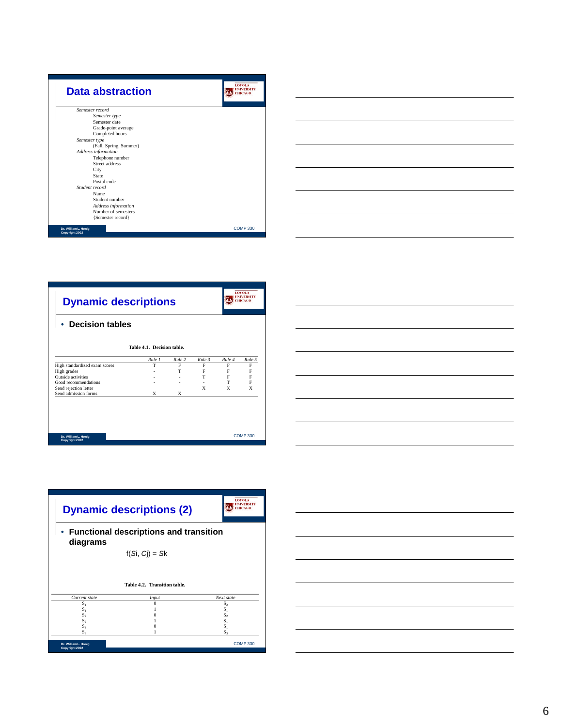## Data abstraction

*Semester record*
- *Semester type*
- Semester date
- Grade-point average
- Completed hours

*Semester type*
- (Fall, Spring, Summer)

*Address information*
- Telephone number
- Street address
- City
- State
- Postal code

*Student record*
- Name
- Student number
- *Address information*
- Number of semesters
- {Semester record}

## Dynamic descriptions

- **Decision tables**

**Table 4.1. Decision table.**

| | *Rule 1* | *Rule 2* | *Rule 3* | *Rule 4* | *Rule 5* |
|---|---|---|---|---|---|
| High standardized exam scores | T | F | F | F | F |
| High grades | - | T | F | F | F |
| Outside activities | - | - | T | F | F |
| Good recommendations | - | - | - | T | F |
| Send rejection letter | | | X | X | X |
| Send admission forms | X | X | | | |

## Dynamic descriptions (2)

- **Functional descriptions and transition diagrams**

$$f(S_i, C_j) = S_k$$

**Table 4.2. Transition table.**

| *Current state* | *Input* | *Next state* |
|---|---|---|
| $S_1$ | 0 | $S_2$ |
| $S_1$ | 1 | $S_1$ |
| $S_2$ | 0 | $S_2$ |
| $S_2$ | 1 | $S_1$ |
| $S_3$ | 0 | $S_1$ |
| $S_3$ | 1 | $S_3$ |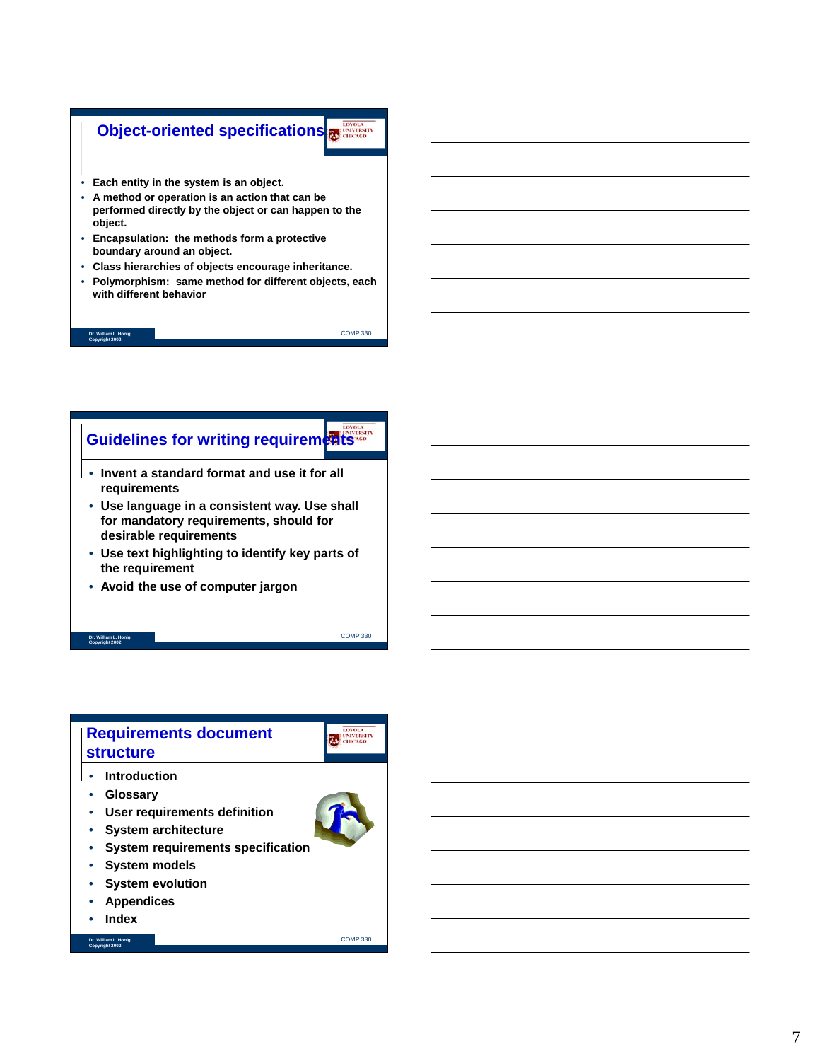## Object-oriented specifications

- Each entity in the system is an object.
- A method or operation is an action that can be performed directly by the object or can happen to the object.
- Encapsulation: the methods form a protective boundary around an object.
- Class hierarchies of objects encourage inheritance.
- Polymorphism: same method for different objects, each with different behavior

## Guidelines for writing requirements

- Invent a standard format and use it for all requirements
- Use language in a consistent way. Use shall for mandatory requirements, should for desirable requirements
- Use text highlighting to identify key parts of the requirement
- Avoid the use of computer jargon

## Requirements document structure

- Introduction
- Glossary
- User requirements definition
- System architecture
- System requirements specification
- System models
- System evolution
- Appendices
- Index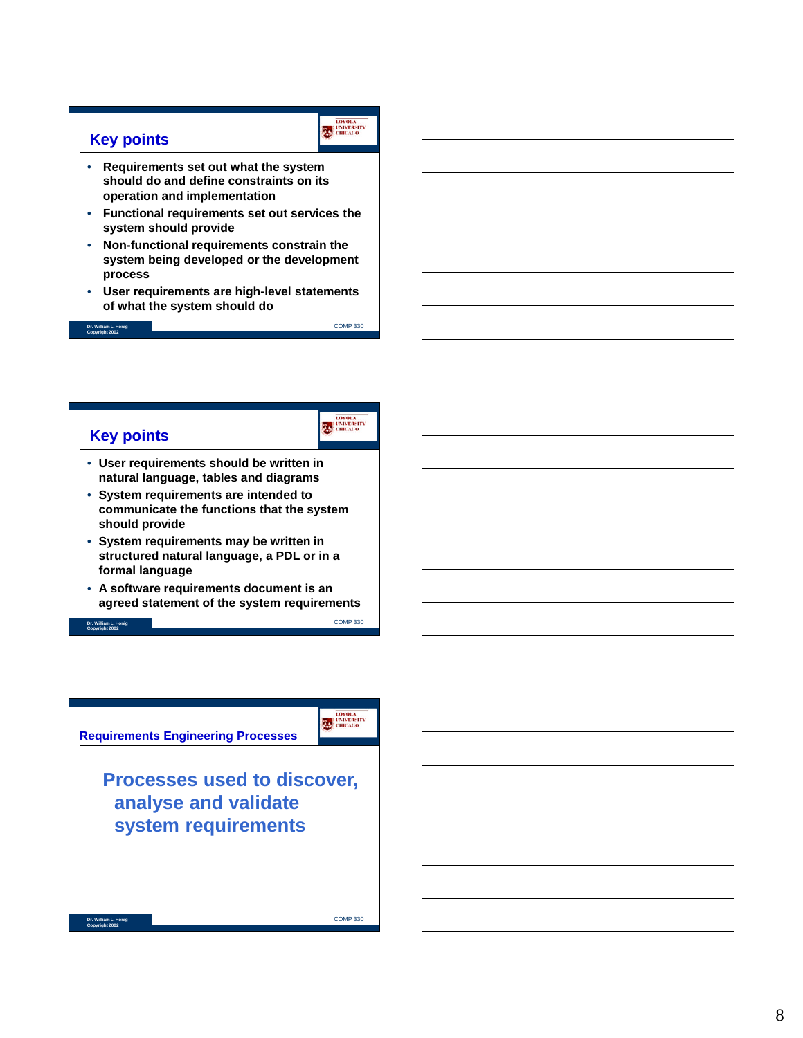## Key points

- Requirements set out what the system should do and define constraints on its operation and implementation
- Functional requirements set out services the system should provide
- Non-functional requirements constrain the system being developed or the development process
- User requirements are high-level statements of what the system should do

Dr. William L. Honig
Copyright 2002

COMP 330

## Key points

- User requirements should be written in natural language, tables and diagrams
- System requirements are intended to communicate the functions that the system should provide
- System requirements may be written in structured natural language, a PDL or in a formal language
- A software requirements document is an agreed statement of the system requirements

Dr. William L. Honig
Copyright 2002

COMP 330

## Requirements Engineering Processes

**Processes used to discover, analyse and validate system requirements**

Dr. William L. Honig
Copyright 2002

COMP 330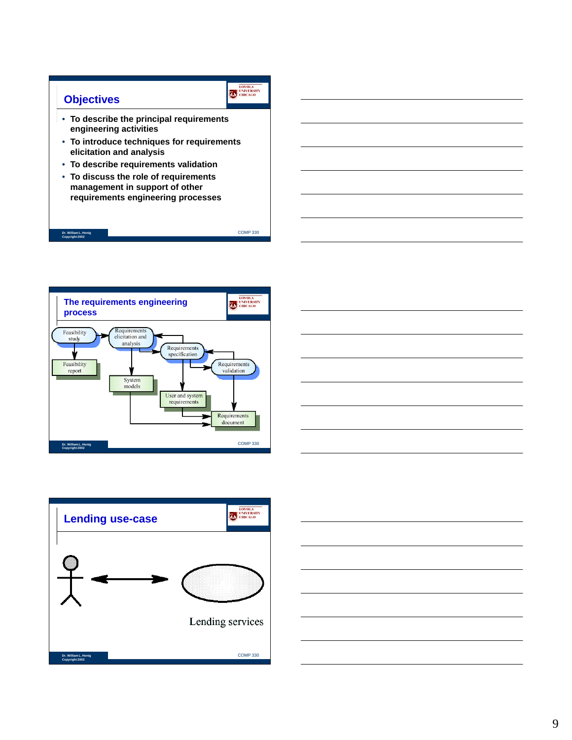## Objectives

- To describe the principal requirements engineering activities
- To introduce techniques for requirements elicitation and analysis
- To describe requirements validation
- To discuss the role of requirements management in support of other requirements engineering processes

## The requirements engineering process

Feasibility study → Requirements elicitation and analysis → Requirements specification → Requirements validation

Feasibility report, System models, User and system requirements, Requirements document

## Lending use-case

Lending services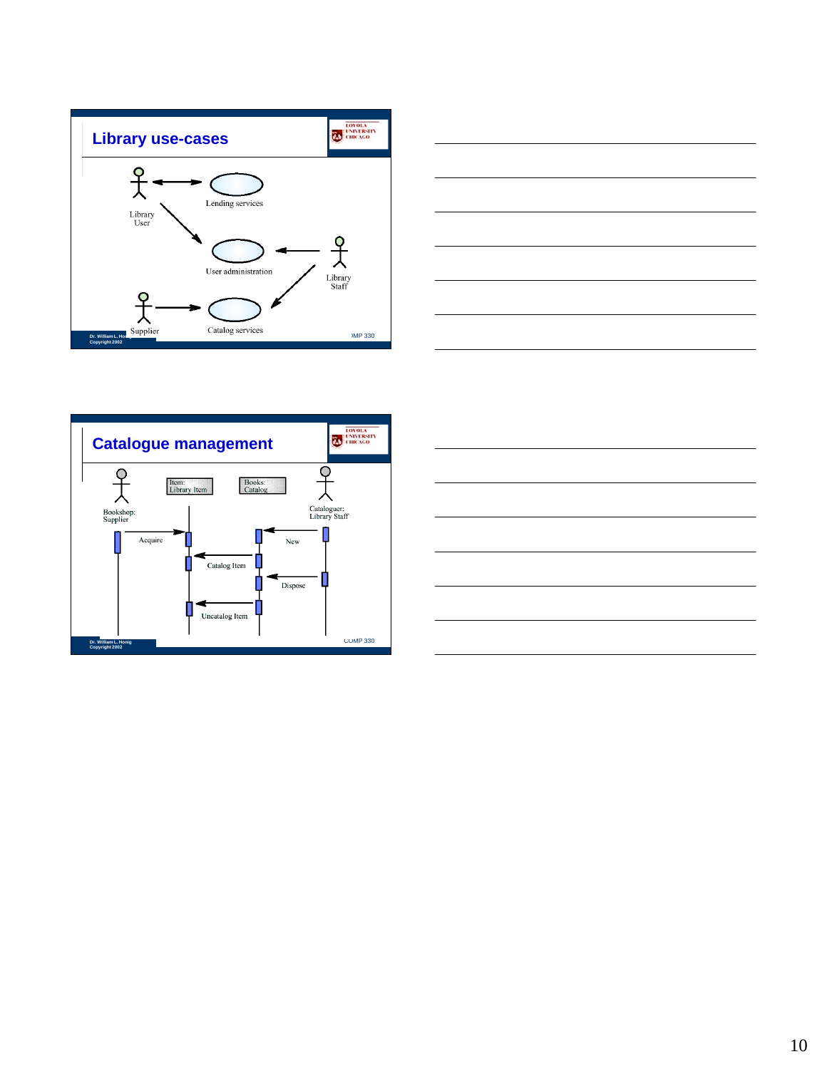## Library use-cases

Library User

Lending services

User administration

Library Staff

Supplier

Catalog services

## Catalogue management

Bookshop: Supplier

Item: Library Item

Books: Catalog

Cataloguer: Library Staff

Acquire

New

Catalog Item

Dispose

Uncatalog Item